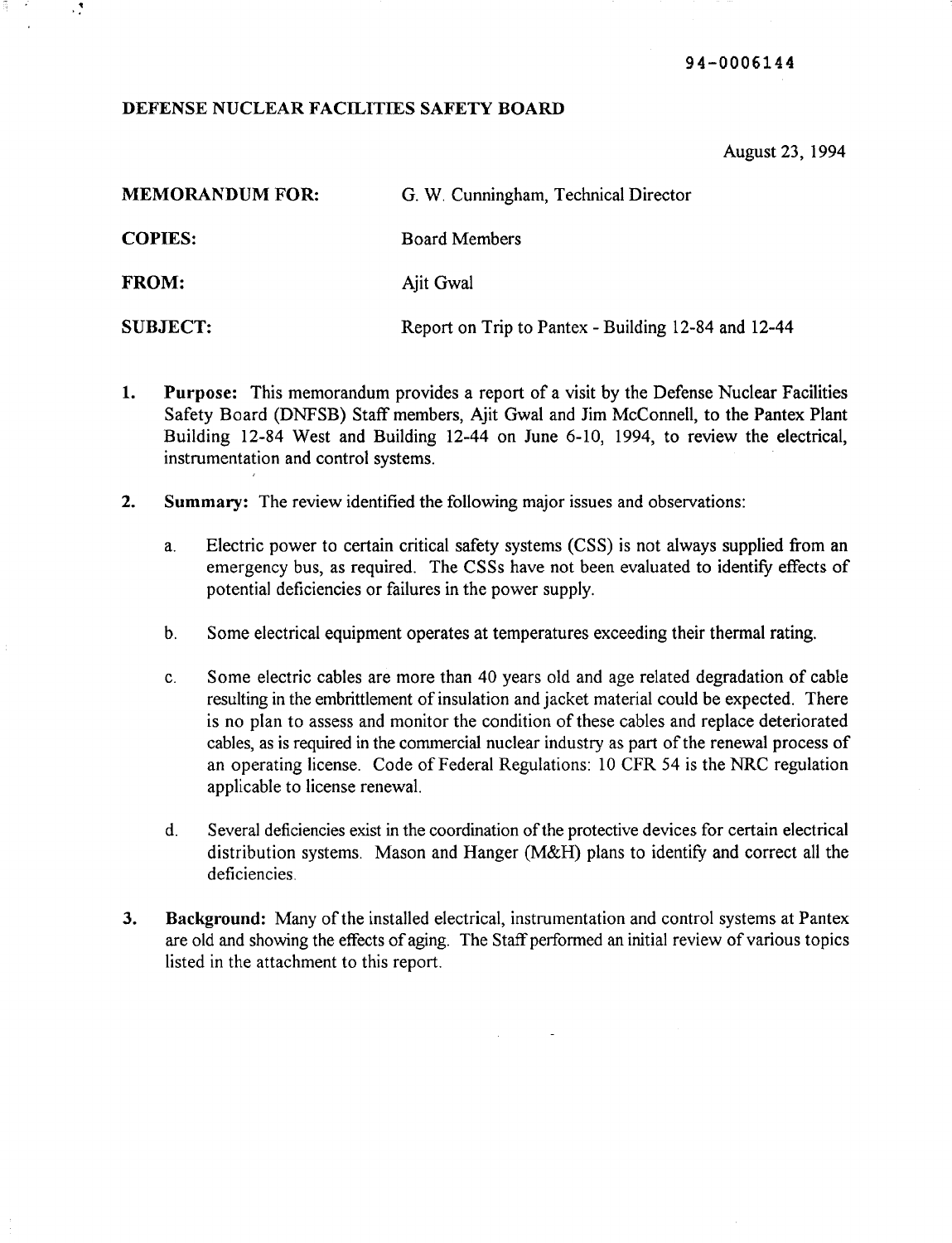94-0006144

**DEFENSE NUCLEAR FACILITIES SAFETY BOARD**

August 23, 1994

**MEMORANDUM FOR:** G. W. Cunningham, Technical Director

**COPIES:** Board Members

**FROM:** Ajit Gwal

**SUBJECT:** Report on Trip to Pantex - Building 12-84 and 12-44

1. **Purpose:** This memorandum provides a report of a visit by the Defense Nuclear Facilities Safety Board (DNFSB) Staff members, Ajit Gwal and Jim McConnell, to the Pantex Plant Building 12-84 West and Building 12-44 on June 6-10, 1994, to review the electrical, instrumentation and control systems.

2. **Summary:** The review identified the following major issues and observations:

   a. Electric power to certain critical safety systems (CSS) is not always supplied from an emergency bus, as required. The CSSs have not been evaluated to identify effects of potential deficiencies or failures in the power supply.

   b. Some electrical equipment operates at temperatures exceeding their thermal rating.

   c. Some electric cables are more than 40 years old and age related degradation of cable resulting in the embrittlement of insulation and jacket material could be expected. There is no plan to assess and monitor the condition of these cables and replace deteriorated cables, as is required in the commercial nuclear industry as part of the renewal process of an operating license. Code of Federal Regulations: 10 CFR 54 is the NRC regulation applicable to license renewal.

   d. Several deficiencies exist in the coordination of the protective devices for certain electrical distribution systems. Mason and Hanger (M&H) plans to identify and correct all the deficiencies.

3. **Background:** Many of the installed electrical, instrumentation and control systems at Pantex are old and showing the effects of aging. The Staff performed an initial review of various topics listed in the attachment to this report.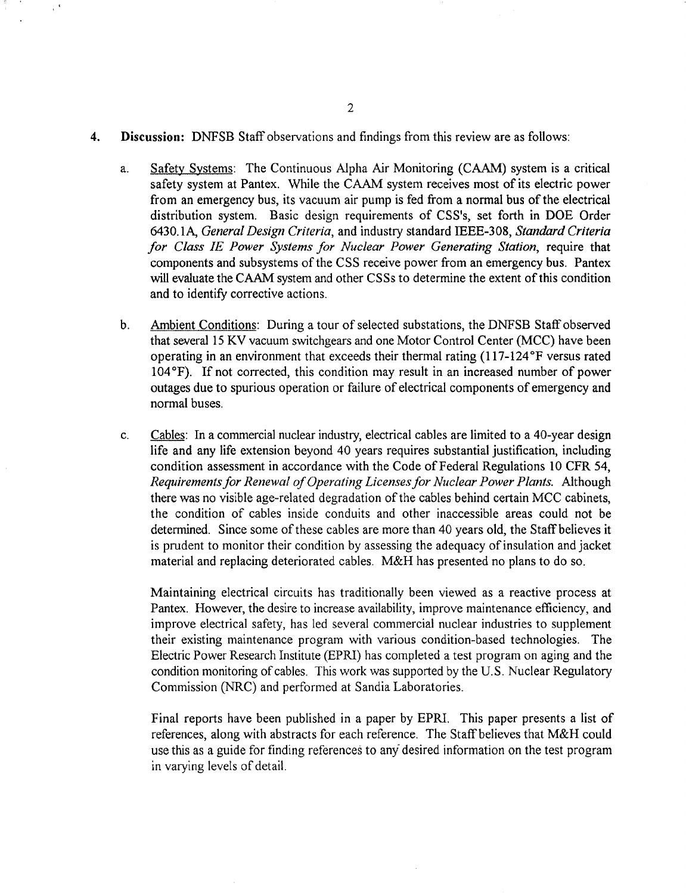**4. Discussion:** DNFSB Staff observations and findings from this review are as follows:

a. Safety Systems: The Continuous Alpha Air Monitoring (CAAM) system is a critical safety system at Pantex. While the CAAM system receives most of its electric power from an emergency bus, its vacuum air pump is fed from a normal bus of the electrical distribution system. Basic design requirements of CSS's, set forth in DOE Order 6430.1A, *General Design Criteria*, and industry standard IEEE-308, *Standard Criteria for Class IE Power Systems for Nuclear Power Generating Station*, require that components and subsystems of the CSS receive power from an emergency bus. Pantex will evaluate the CAAM system and other CSSs to determine the extent of this condition and to identify corrective actions.

b. Ambient Conditions: During a tour of selected substations, the DNFSB Staff observed that several 15 KV vacuum switchgears and one Motor Control Center (MCC) have been operating in an environment that exceeds their thermal rating (117-124°F versus rated 104°F). If not corrected, this condition may result in an increased number of power outages due to spurious operation or failure of electrical components of emergency and normal buses.

c. Cables: In a commercial nuclear industry, electrical cables are limited to a 40-year design life and any life extension beyond 40 years requires substantial justification, including condition assessment in accordance with the Code of Federal Regulations 10 CFR 54, *Requirements for Renewal of Operating Licenses for Nuclear Power Plants.* Although there was no visible age-related degradation of the cables behind certain MCC cabinets, the condition of cables inside conduits and other inaccessible areas could not be determined. Since some of these cables are more than 40 years old, the Staff believes it is prudent to monitor their condition by assessing the adequacy of insulation and jacket material and replacing deteriorated cables. M&H has presented no plans to do so.

   Maintaining electrical circuits has traditionally been viewed as a reactive process at Pantex. However, the desire to increase availability, improve maintenance efficiency, and improve electrical safety, has led several commercial nuclear industries to supplement their existing maintenance program with various condition-based technologies. The Electric Power Research Institute (EPRI) has completed a test program on aging and the condition monitoring of cables. This work was supported by the U.S. Nuclear Regulatory Commission (NRC) and performed at Sandia Laboratories.

   Final reports have been published in a paper by EPRI. This paper presents a list of references, along with abstracts for each reference. The Staff believes that M&H could use this as a guide for finding references to any desired information on the test program in varying levels of detail.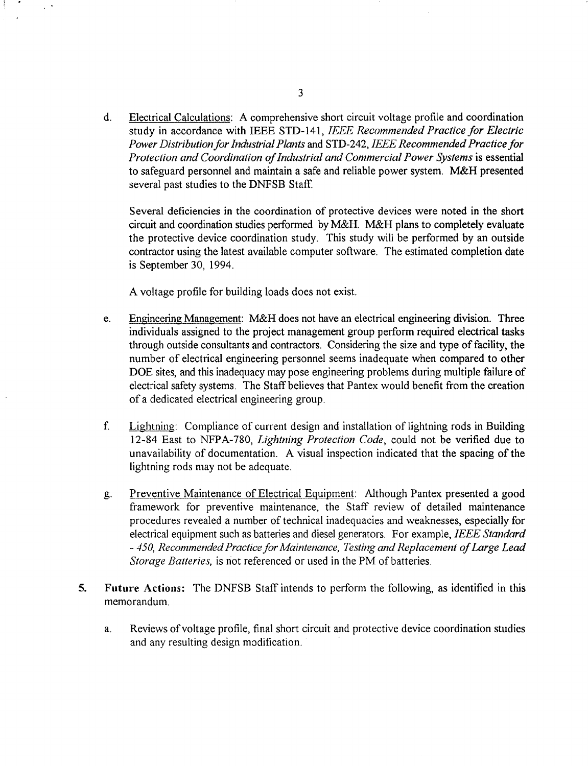d. Electrical Calculations: A comprehensive short circuit voltage profile and coordination study in accordance with IEEE STD-141, *IEEE Recommended Practice for Electric Power Distribution for Industrial Plants* and STD-242, *IEEE Recommended Practice for Protection and Coordination of Industrial and Commercial Power Systems* is essential to safeguard personnel and maintain a safe and reliable power system. M&H presented several past studies to the DNFSB Staff.

   Several deficiencies in the coordination of protective devices were noted in the short circuit and coordination studies performed by M&H. M&H plans to completely evaluate the protective device coordination study. This study will be performed by an outside contractor using the latest available computer software. The estimated completion date is September 30, 1994.

   A voltage profile for building loads does not exist.

e. Engineering Management: M&H does not have an electrical engineering division. Three individuals assigned to the project management group perform required electrical tasks through outside consultants and contractors. Considering the size and type of facility, the number of electrical engineering personnel seems inadequate when compared to other DOE sites, and this inadequacy may pose engineering problems during multiple failure of electrical safety systems. The Staff believes that Pantex would benefit from the creation of a dedicated electrical engineering group.

f. Lightning: Compliance of current design and installation of lightning rods in Building 12-84 East to NFPA-780, *Lightning Protection Code*, could not be verified due to unavailability of documentation. A visual inspection indicated that the spacing of the lightning rods may not be adequate.

g. Preventive Maintenance of Electrical Equipment: Although Pantex presented a good framework for preventive maintenance, the Staff review of detailed maintenance procedures revealed a number of technical inadequacies and weaknesses, especially for electrical equipment such as batteries and diesel generators. For example, *IEEE Standard - 450, Recommended Practice for Maintenance, Testing and Replacement of Large Lead Storage Batteries,* is not referenced or used in the PM of batteries.

5. **Future Actions:** The DNFSB Staff intends to perform the following, as identified in this memorandum.

   a. Reviews of voltage profile, final short circuit and protective device coordination studies and any resulting design modification.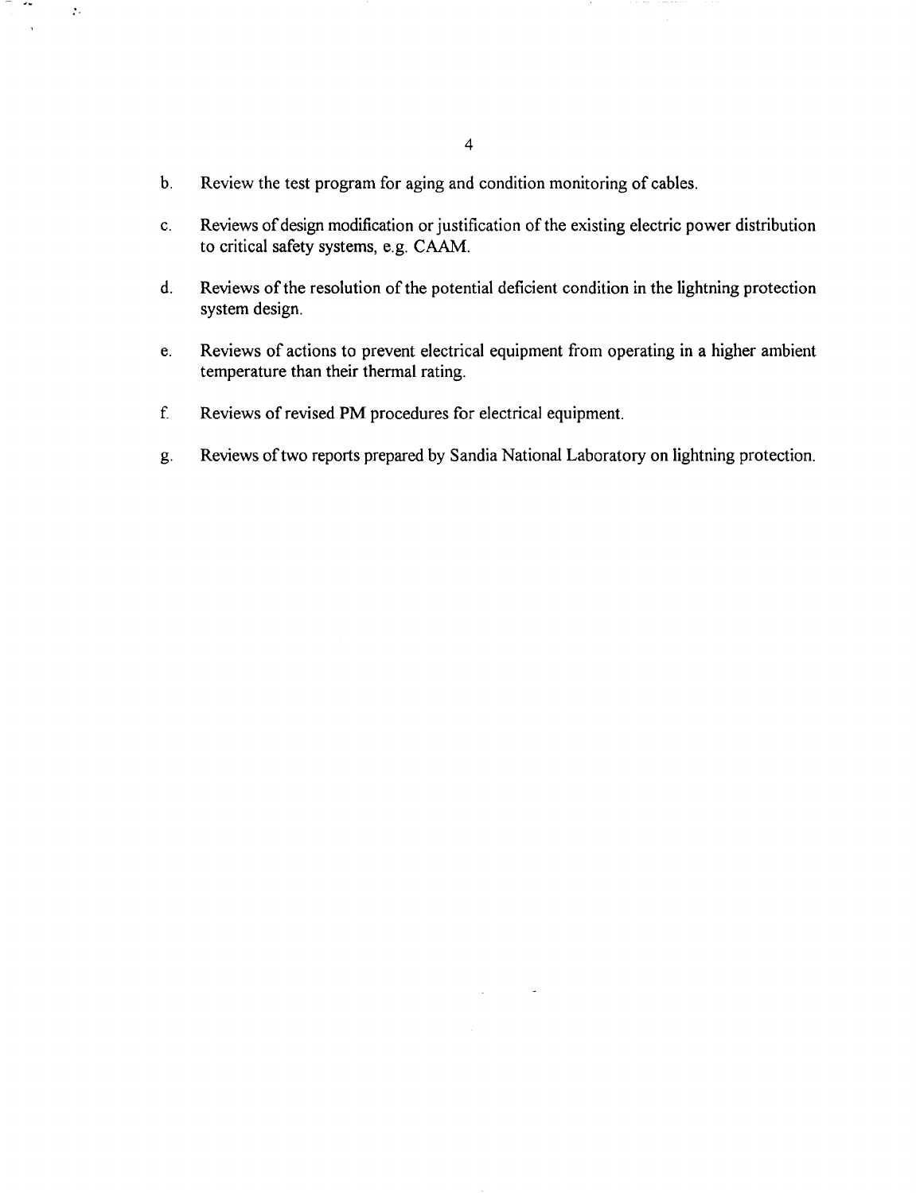b. Review the test program for aging and condition monitoring of cables.

c. Reviews of design modification or justification of the existing electric power distribution to critical safety systems, e.g. CAAM.

d. Reviews of the resolution of the potential deficient condition in the lightning protection system design.

e. Reviews of actions to prevent electrical equipment from operating in a higher ambient temperature than their thermal rating.

f. Reviews of revised PM procedures for electrical equipment.

g. Reviews of two reports prepared by Sandia National Laboratory on lightning protection.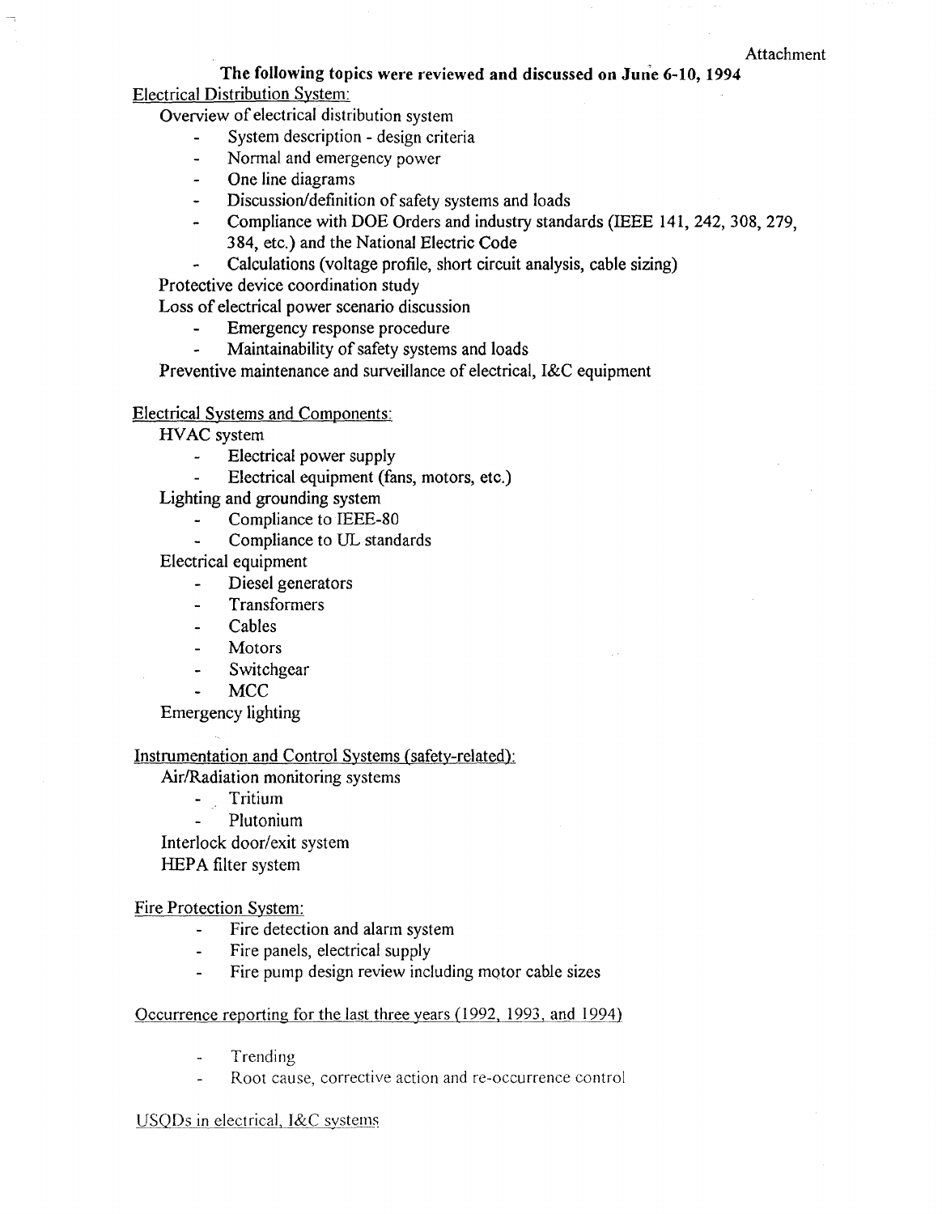Attachment

**The following topics were reviewed and discussed on June 6-10, 1994**

Electrical Distribution System:

Overview of electrical distribution system

- System description - design criteria
- Normal and emergency power
- One line diagrams
- Discussion/definition of safety systems and loads
- Compliance with DOE Orders and industry standards (IEEE 141, 242, 308, 279, 384, etc.) and the National Electric Code
- Calculations (voltage profile, short circuit analysis, cable sizing)

Protective device coordination study

Loss of electrical power scenario discussion

- Emergency response procedure
- Maintainability of safety systems and loads

Preventive maintenance and surveillance of electrical, I&C equipment

Electrical Systems and Components:

HVAC system

- Electrical power supply
- Electrical equipment (fans, motors, etc.)

Lighting and grounding system

- Compliance to IEEE-80
- Compliance to UL standards

Electrical equipment

- Diesel generators
- Transformers
- Cables
- Motors
- Switchgear
- MCC

Emergency lighting

Instrumentation and Control Systems (safety-related):

Air/Radiation monitoring systems

- Tritium
- Plutonium

Interlock door/exit system

HEPA filter system

Fire Protection System:

- Fire detection and alarm system
- Fire panels, electrical supply
- Fire pump design review including motor cable sizes

Occurrence reporting for the last three years (1992, 1993, and 1994)

- Trending
- Root cause, corrective action and re-occurrence control

USQDs in electrical, I&C systems